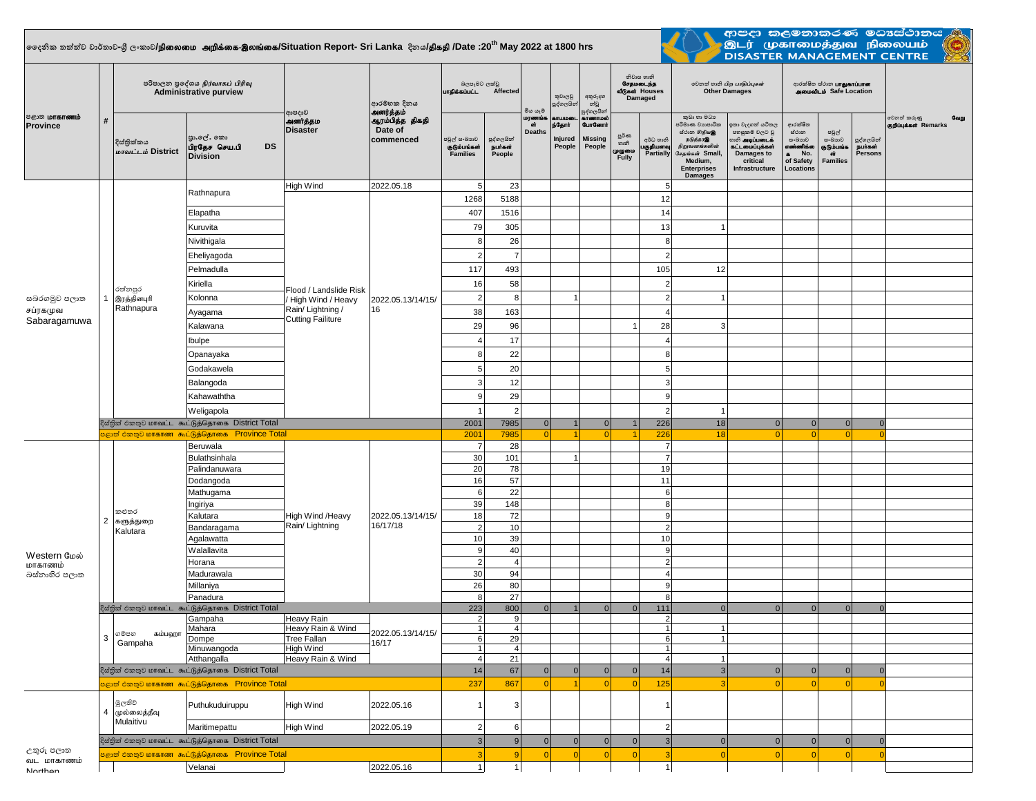# දෛනික තත්ත්ව වාර්තාව-ශ්‍රී ලංකාව/நிலைமை அறிக்கை-இலங்கை/Situation Report- Sri Lanka දිනය/திகதி /Date :20th May 2022 at 1800 hrs

ආපදා කළමනාකරණ මධ්‍යස්ථානය / இடர் முகாமைத்துவ நிலையம் / DISASTER MANAGEMENT CENTRE

| පළාත මාකාණம் Province | # | පරිපාලන ප්‍රදේශය நிர்வாகப் பிரிவு Administrative purview – දිස්ත්‍රික්කය மாவட்டம் District | ප්‍රා.ලේ. කො பிரதேச செய.பி DS Division | ආපදාව அனர்த்தம Disaster | ආරම්භක දිනය அனர்த்தம் ஆரம்பித்த திகதி Date of commenced | බලපෑමට ලක්වූ பாதிக்கப்பட்ட Affected – පවුල් සංඛ්‍යාව குடும்பங்கள் Families | Affected – පුද්ගලයින් நபர்கள் People | මිය යෑම் மரணங்கள் Deaths | තුවාලවූ පුද්ගලයින් காயமடைந்தோர் Injured People | අතුරුදහන් පුද්ගලයින් காணாமல் போனோர் Missing People | නිවාස හානි சேதமடைந்த வீடுகள் Houses Damaged – පූර්ණ හානි முழுமை Fully | Houses Damaged – අර්ධ හානි பகுதியளவு Partially | වෙනත් හානි பிற பாதிப்புகள் Other Damages – කුඩා හා මධ්‍ය පරිමාණ ව්‍යාපාරික ස්ථාන சிறிய& நடுத்தரஇ நிறுவனங்களின் சேதங்கள் Small, Medium, Enterprises Damages | Other Damages – ඉතා වැදගත් යටිතල පහසුකම් වලට වූ හානි அடிப்படைக் கட்டமைப்புக்கள் Damages to critical Infrastructure | ආරක්ෂිත ස්ථාන பாதுகாப்பான அமைவிடம் Safe Location – ආරක්ෂිත ස්ථාන සංඛ්‍යාව எண்ணிக்கை No. of Safety Locations | Safe Location – පවුල් සංඛ්‍යාව குடும்பங்கள் Families | Safe Location – පුද්ගලයින් நபர்கள் Persons | වෙනත් කරුණු வேறு குறிப்புக்கள் Remarks |
|---|---|---|---|---|---|---|---|---|---|---|---|---|---|---|---|---|---|---|
| සබරගමුව පළාත சப்ரகமுவ Sabaragamuwa | 1 | රත්නපුර இரத்தினபுரி Rathnapura | Rathnapura | High Wind | 2022.05.18 | 5 | 23 | | | | | 5 | | | | | | |
| | | | | Flood / Landslide Risk / High Wind / Heavy Rain/ Lightning / Cutting Failiture | 2022.05.13/14/15/16 | 1268 | 5188 | | | | | 12 | | | | | | |
| | | | Elapatha | | | 407 | 1516 | | | | | 14 | | | | | | |
| | | | Kuruvita | | | 79 | 305 | | | | | 13 | 1 | | | | | |
| | | | Nivithigala | | | 8 | 26 | | | | | 8 | | | | | | |
| | | | Eheliyagoda | | | 2 | 7 | | | | | 2 | | | | | | |
| | | | Pelmadulla | | | 117 | 493 | | | | | 105 | 12 | | | | | |
| | | | Kiriella | | | 16 | 58 | | | | | 2 | | | | | | |
| | | | Kolonna | | | 2 | 8 | | 1 | | | 2 | 1 | | | | | |
| | | | Ayagama | | | 38 | 163 | | | | | 4 | | | | | | |
| | | | Kalawana | | | 29 | 96 | | | | 1 | 28 | 3 | | | | | |
| | | | Ibulpe | | | 4 | 17 | | | | | 4 | | | | | | |
| | | | Opanayaka | | | 8 | 22 | | | | | 8 | | | | | | |
| | | | Godakawela | | | 5 | 20 | | | | | 5 | | | | | | |
| | | | Balangoda | | | 3 | 12 | | | | | 3 | | | | | | |
| | | | Kahawaththa | | | 9 | 29 | | | | | 9 | | | | | | |
| | | | Weligapola | | | 1 | 2 | | | | | 2 | 1 | | | | | |
| | | දිස්ත්‍රික් එකතුව மாவட்ட கூட்டுத்தொகை District Total | | | | 2001 | 7985 | 0 | 1 | 0 | 1 | 226 | 18 | 0 | 0 | 0 | 0 | |
| | | පළාත් එකතුව மாகாண கூட்டுத்தொகை Province Total | | | | 2001 | 7985 | 0 | 1 | 0 | 1 | 226 | 18 | 0 | 0 | 0 | 0 | |
| Western மேல் மாகாணம் බස්නාහිර පළාත | 2 | කළුතර களுத்துறை Kalutara | Beruwala | High Wind /Heavy Rain/ Lightning | 2022.05.13/14/15/16/17/18 | 7 | 28 | | | | | 7 | | | | | | |
| | | | Bulathsinhala | | | 30 | 101 | | 1 | | | 7 | | | | | | |
| | | | Palindanuwara | | | 20 | 78 | | | | | 19 | | | | | | |
| | | | Dodangoda | | | 16 | 57 | | | | | 11 | | | | | | |
| | | | Mathugama | | | 6 | 22 | | | | | 6 | | | | | | |
| | | | Ingiriya | | | 39 | 148 | | | | | 8 | | | | | | |
| | | | Kalutara | | | 18 | 72 | | | | | 9 | | | | | | |
| | | | Bandaragama | | | 2 | 10 | | | | | 2 | | | | | | |
| | | | Agalawatta | | | 10 | 39 | | | | | 10 | | | | | | |
| | | | Walallavita | | | 9 | 40 | | | | | 9 | | | | | | |
| | | | Horana | | | 2 | 4 | | | | | 2 | | | | | | |
| | | | Madurawala | | | 30 | 94 | | | | | 4 | | | | | | |
| | | | Millaniya | | | 26 | 80 | | | | | 9 | | | | | | |
| | | | Panadura | | | 8 | 27 | | | | | 8 | | | | | | |
| | | දිස්ත්‍රික් එකතුව மாவட்ட கூட்டுத்தொகை District Total | | | | 223 | 800 | 0 | 1 | 0 | 0 | 111 | 0 | 0 | 0 | 0 | 0 | |
| | 3 | ගම්පහ கம்பஹா Gampaha | Gampaha | Heavy Rain | 2022.05.13/14/15/16/17 | 2 | 9 | | | | | 2 | | | | | | |
| | | | Mahara | Heavy Rain & Wind | | 1 | 4 | | | | | 1 | 1 | | | | | |
| | | | Dompe | Tree Fallan | | 6 | 29 | | | | | 6 | 1 | | | | | |
| | | | Minuwangoda | High Wind | | 1 | 4 | | | | | 1 | | | | | | |
| | | | Atthangalla | Heavy Rain & Wind | | 4 | 21 | | | | | 4 | 1 | | | | | |
| | | දිස්ත්‍රික් එකතුව மாவட்ட கூட்டுத்தொகை District Total | | | | 14 | 67 | 0 | 0 | 0 | 0 | 14 | 3 | 0 | 0 | 0 | 0 | |
| | | පළාත් එකතුව மாகாண கூட்டுத்தொகை Province Total | | | | 237 | 867 | 0 | 1 | 0 | 0 | 125 | 3 | 0 | 0 | 0 | 0 | |
| උතුරු පළාත வட மாகாணம் Northen | 4 | මුලතිව් முல்லைத்தீவு Mulaitivu | Puthukuduiruppu | High Wind | 2022.05.16 | 1 | 3 | | | | | 1 | | | | | | |
| | | | Maritimepattu | High Wind | 2022.05.19 | 2 | 6 | | | | | 2 | | | | | | |
| | | දිස්ත්‍රික් එකතුව மாவட்ட கூட்டுத்தொகை District Total | | | | 3 | 9 | 0 | 0 | 0 | 0 | 3 | 0 | 0 | 0 | 0 | 0 | |
| | | පළාත් එකතුව மாகாண கூட்டுத்தொகை Province Total | | | | 3 | 9 | 0 | 0 | 0 | 0 | 3 | 0 | 0 | 0 | 0 | 0 | |
| | | | Velanai | | 2022.05.16 | 1 | 1 | | | | | 1 | | | | | | |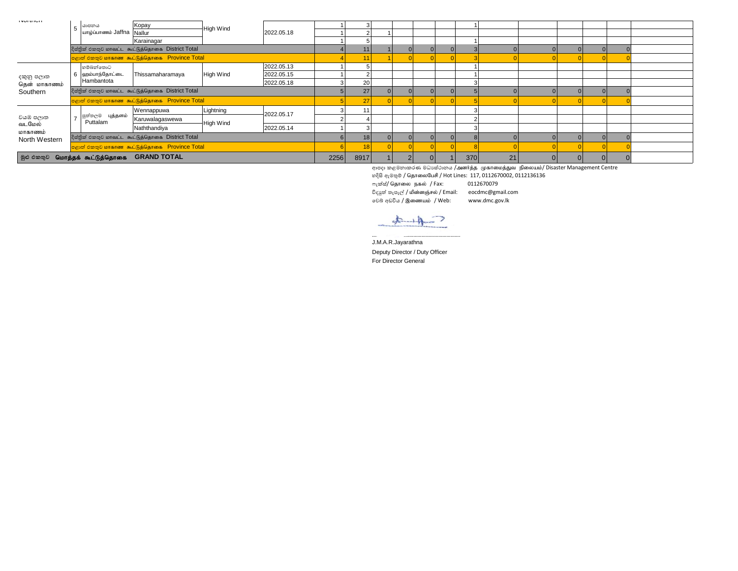| | | | | | | | | | | | | | | | | | | |
|---|---|---|---|---|---|---|---|---|---|---|---|---|---|---|---|---|---|---|
| Northern | 5 | යාපනය யாழ்ப்பாணம் Jaffna | Kopay | High Wind | 2022.05.18 | 1 | 3 | | | | | 1 | | | | | | |
| | | | Nallur | | | 1 | 2 | 1 | | | | | | | | | | |
| | | | Karainagar | | | 1 | 5 | | | | | 1 | | | | | | |
| | | දිස්ත්‍රික් එකතුව மாவட்ட கூட்டுத்தொகை District Total | | | | 4 | 11 | 1 | 0 | 0 | 0 | 3 | 0 | 0 | 0 | 0 | 0 | |
| | | පළාත් එකතුව மாகாண கூட்டுத்தொகை Province Total | | | | 4 | 11 | 1 | 0 | 0 | 0 | 3 | 0 | 0 | 0 | 0 | 0 | |
| දකුණු පළාත தென் மாகாணம் Southern | 6 | හම්බන්තොට ஹம்பாந்தோட்டை Hambantota | Thissamaharamaya | High Wind | 2022.05.13 | 1 | 5 | | | | | 1 | | | | | | |
| | | | | | 2022.05.15 | 1 | 2 | | | | | 1 | | | | | | |
| | | | | | 2022.05.18 | 3 | 20 | | | | | 3 | | | | | | |
| | | දිස්ත්‍රික් එකතුව மாவட்ட கூட்டுத்தொகை District Total | | | | 5 | 27 | 0 | 0 | 0 | 0 | 5 | 0 | 0 | 0 | 0 | 0 | |
| | | පළාත් එකතුව மாகாண கூட்டுத்தொகை Province Total | | | | 5 | 27 | 0 | 0 | 0 | 0 | 5 | 0 | 0 | 0 | 0 | 0 | |
| වයඹ පළාත வடமேல் மாகாணம் North Western | 7 | පුත්තලම புத்தளம் Puttalam | Wennappuwa | Lightning | 2022.05.17 | 3 | 11 | | | | | 3 | | | | | | |
| | | | Karuwalagaswewa | High Wind | | 2 | 4 | | | | | 2 | | | | | | |
| | | | Naththandiya | | 2022.05.14 | 1 | 3 | | | | | 3 | | | | | | |
| | | දිස්ත්‍රික් එකතුව மாவட்ட கூட்டுத்தொகை District Total | | | | 6 | 18 | 0 | 0 | 0 | 0 | 8 | 0 | 0 | 0 | 0 | 0 | |
| | | පළාත් එකතුව மாகாண கூட்டுத்தொகை Province Total | | | | 6 | 18 | 0 | 0 | 0 | 0 | 8 | 0 | 0 | 0 | 0 | 0 | |
| මුළු එකතුව மொத்தக் கூட்டுத்தொகை GRAND TOTAL | | | | | | 2256 | 8917 | 1 | 2 | 0 | 1 | 370 | 21 | 0 | 0 | 0 | 0 | |

ආපදා කළමනාකරණ මධ්‍යස්ථානය /அனர்த்த முகாமைத்துவ நிலையம்/ Disaster Management Centre

හදිසි ඇමතුම් / தொலைபேசி / Hot Lines: 117, 0112670002, 0112136136

ෆැක්ස්/ தொலை நகல் / Fax: 0112670079

විද්‍යුත් තැපැල් / மின்னஞ்சல் / Email: eocdmc@gmail.com

වෙබ් අඩවිය / இணையம் / Web: www.dmc.gov.lk

J.M.A.R.Jayarathna

Deputy Director / Duty Officer

For Director General